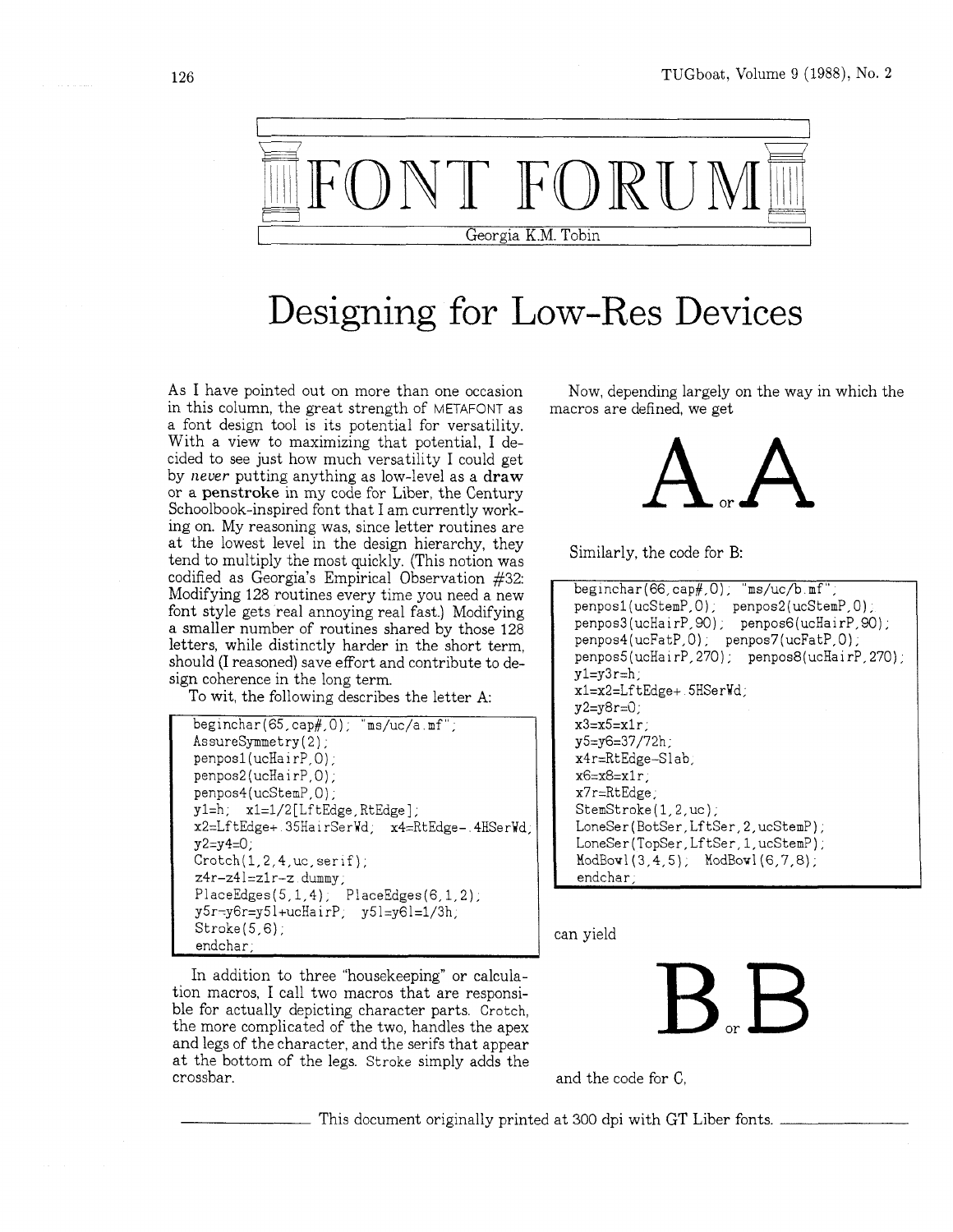# FONT FORUM

Georgia K.M. Tobin

## Designing for Low-Res Devices

As I have pointed out on more than one occasion in this column, the great strength of METAFONT as a font design tool is its potential for versatility. With a view to maximizing that potential, I decided to see just how much versatility I could get by *never* putting anything as low-level as a **draw** or a **penstroke** in my code for Liber, the Century Schoolbook-inspired font that I am currently working on. My reasoning was, since letter routines are at the lowest level in the design hierarchy, they tend to multiply the most quickly. (This notion was codified as Georgia's Empirical Observation #32: Modifying 128 routines every time you need a new font style gets real annoying real fast.) Modifying a smaller number of routines shared by those 128 letters, while distinctly harder in the short term, should (I reasoned) save effort and contribute to design coherence in the long term.

To wit, the following describes the letter A:

```
beginchar(65,cap#,0); "ms/uc/a.mf";
AssureSymmetry(2);
penpos1(ucHairP,0);
penpos2(ucHairP,0);
penpos4(ucStemP,0);
y1=h;  x1=1/2[LftEdge,RtEdge];
x2=LftEdge+.35HairSerWd;  x4=RtEdge-.4HSerWd;
y2=y4=0;
Crotch(1,2,4,uc,serif);
z4r-z4l=z1r-z dummy;
PlaceEdges(5,1,4);  PlaceEdges(6,1,2);
y5r=y6r=y5l+ucHairP;  y5l=y6l=1/3h;
Stroke(5,6);
endchar;
```

In addition to three "housekeeping" or calculation macros, I call two macros that are responsible for actually depicting character parts. `Crotch`, the more complicated of the two, handles the apex and legs of the character, and the serifs that appear at the bottom of the legs. `Stroke` simply adds the crossbar.

Now, depending largely on the way in which the macros are defined, we get

A or A

Similarly, the code for B:

```
beginchar(66,cap#,0);  "ms/uc/b.mf";
penpos1(ucStemP,0);  penpos2(ucStemP,0);
penpos3(ucHairP,90);  penpos6(ucHairP,90);
penpos4(ucFatP,0);  penpos7(ucFatP,0);
penpos5(ucHairP,270);  penpos8(ucHairP,270);
y1=y3r=h;
x1=x2=LftEdge+.5HSerWd;
y2=y8r=0;
x3=x5=x1r;
y5=y6=37/72h;
x4r=RtEdge-Slab;
x6=x8=x1r;
x7r=RtEdge;
StemStroke(1,2,uc);
LoneSer(BotSer,LftSer,2,ucStemP);
LoneSer(TopSer,LftSer,1,ucStemP);
ModBowl(3,4,5);  ModBowl(6,7,8);
endchar;
```

can yield

B or B

and the code for C,

This document originally printed at 300 dpi with GT Liber fonts.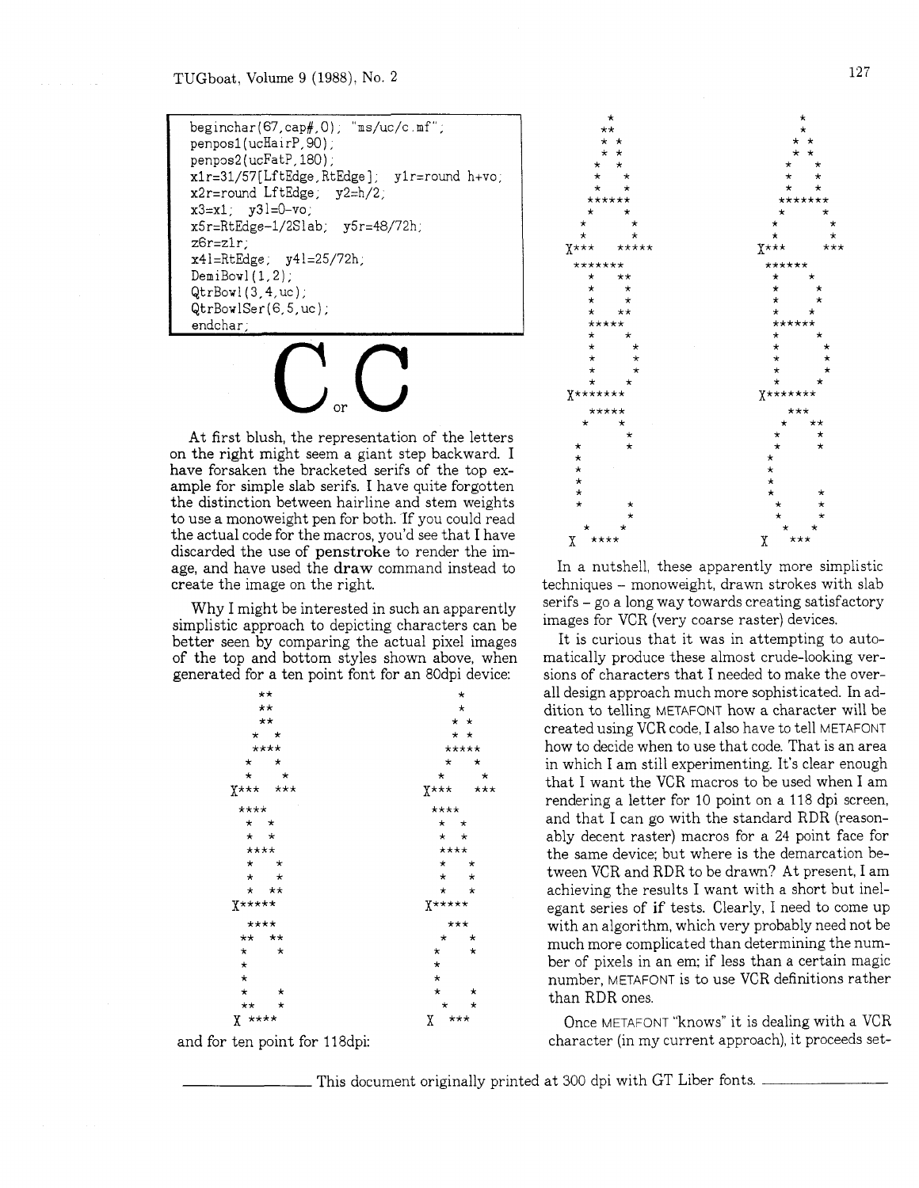```
beginchar(67,cap#,0); "ms/uc/c.mf";
penpos1(ucHairP,90);
penpos2(ucFatP,180);
x1r=31/57[LftEdge,RtEdge]; y1r=round h+vo;
x2r=round LftEdge; y2=h/2;
x3=x1; y3l=0-vo;
x5r=RtEdge-1/2Slab; y5r=48/72h;
z6r=z1r;
x4l=RtEdge; y4l=25/72h;
DemiBowl(1,2);
QtrBowl(3,4,uc);
QtrBowlSer(6,5,uc);
endchar;
```

C or C

At first blush, the representation of the letters on the right might seem a giant step backward. I have forsaken the bracketed serifs of the top example for simple slab serifs. I have quite forgotten the distinction between hairline and stem weights to use a monoweight pen for both. If you could read the actual code for the macros, you'd see that I have discarded the use of **penstroke** to render the image, and have used the **draw** command instead to create the image on the right.

Why I might be interested in such an apparently simplistic approach to depicting characters can be better seen by comparing the actual pixel images of the top and bottom styles shown above, when generated for a ten point font for an 80dpi device:

```
      **                 *
      **                 *
      **                * *
     *  *               * *
     ****              *****
    *    *             *   *
   *      *           *     *
  X***   ***         X***   ***

  ****               ****
   *  *               *  *
   *  *               *  *
   ****               ****
   *    *             *    *
   *    *             *    *
   *   **             *    *
  X*****             X*****

    ****                ***
   **   **             *   *
   *     *            *     *
   *                  *
   *                  *
   *     *            *     *
   **    *             *   *
  X ****             X  ***
```

and for ten point for 118dpi:

```
         *                    *
        **                    *
       *  *                  * *
       *  *                  * *
      *    *                *   *
      *     *               *   *
      *     *               *   *
      ******               *******
     *      *              *      *
    *        *            *        *
    *        *            *        *
  X***    *****          X***     ***

  *******                ******
    *    **                *    *
    *     *                *     *
    *     *                *     *
    *    **                *    *
    *****                  ******
    *     *                *     *
    *      *               *      *
    *      *               *      *
    *      *               *      *
    *     *                *     *
  X*******               X*******

     *****                  ***
    *     *               *    **
          *              *      *
   *      *              *      *
   *                     *
   *                     *
   *                     *
   *                     *      *
   *      *              *      *
          *               *    *
     *   *                 *  *
  X  ****                X   ***
```

In a nutshell, these apparently more simplistic techniques – monoweight, drawn strokes with slab serifs – go a long way towards creating satisfactory images for VCR (very coarse raster) devices.

It is curious that it was in attempting to automatically produce these almost crude-looking versions of characters that I needed to make the overall design approach much more sophisticated. In addition to telling METAFONT how a character will be created using VCR code, I also have to tell METAFONT how to decide when to use that code. That is an area in which I am still experimenting. It's clear enough that I want the VCR macros to be used when I am rendering a letter for 10 point on a 118 dpi screen, and that I can go with the standard RDR (reasonably decent raster) macros for a 24 point face for the same device; but where is the demarcation between VCR and RDR to be drawn? At present, I am achieving the results I want with a short but inelegant series of if tests. Clearly, I need to come up with an algorithm, which very probably need not be much more complicated than determining the number of pixels in an em; if less than a certain magic number, METAFONT is to use VCR definitions rather than RDR ones.

Once METAFONT "knows" it is dealing with a VCR character (in my current approach), it proceeds set-

This document originally printed at 300 dpi with GT Liber fonts.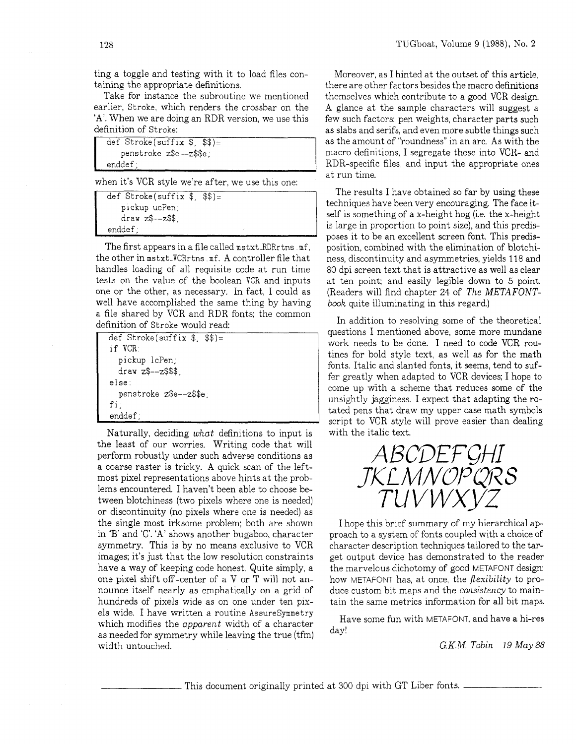ting a toggle and testing with it to load files containing the appropriate definitions.

Take for instance the subroutine we mentioned earlier, Stroke, which renders the crossbar on the 'A'. When we are doing an RDR version, we use this definition of Stroke:

```
def Stroke(suffix $, $$)=
    penstroke z$e--z$$e;
enddef;
```

when it's VCR style we're after, we use this one:

```
def Stroke(suffix $, $$)=
    pickup ucPen;
    draw z$--z$$;
enddef;
```

The first appears in a file called mstxt_RDRrtns.mf, the other in mstxt_VCRrtns.mf. A controller file that handles loading of all requisite code at run time tests on the value of the boolean VCR and inputs one or the other, as necessary. In fact, I could as well have accomplished the same thing by having a file shared by VCR and RDR fonts; the common definition of Stroke would read:

```
def Stroke(suffix $, $$)=
 if VCR:
   pickup lcPen;
   draw z$--z$$$;
 else:
   penstroke z$e--z$$e;
 fi;
 enddef;
```

Naturally, deciding *what* definitions to input is the least of our worries. Writing code that will perform robustly under such adverse conditions as a coarse raster is tricky. A quick scan of the left-most pixel representations above hints at the problems encountered. I haven't been able to choose between blotchiness (two pixels where one is needed) or discontinuity (no pixels where one is needed) as the single most irksome problem; both are shown in 'B' and 'C'. 'A' shows another bugaboo, character symmetry. This is by no means exclusive to VCR images; it's just that the low resolution constraints have a way of keeping code honest. Quite simply, a one pixel shift off-center of a V or T will not announce itself nearly as emphatically on a grid of hundreds of pixels wide as on one under ten pixels wide. I have written a routine AssureSymmetry which modifies the *apparent* width of a character as needed for symmetry while leaving the true (tfm) width untouched.

Moreover, as I hinted at the outset of this article, there are other factors besides the macro definitions themselves which contribute to a good VCR design. A glance at the sample characters will suggest a few such factors: pen weights, character parts such as slabs and serifs, and even more subtle things such as the amount of "roundness" in an arc. As with the macro definitions, I segregate these into VCR- and RDR-specific files, and input the appropriate ones at run time.

The results I have obtained so far by using these techniques have been very encouraging. The face itself is something of a x-height hog (i.e. the x-height is large in proportion to point size), and this predisposes it to be an excellent screen font. This predisposition, combined with the elimination of blotchiness, discontinuity and asymmetries, yields 118 and 80 dpi screen text that is attractive as well as clear at ten point; and easily legible down to 5 point. (Readers will find chapter 24 of *The METAFONTbook* quite illuminating in this regard.)

In addition to resolving some of the theoretical questions I mentioned above, some more mundane work needs to be done. I need to code VCR routines for bold style text, as well as for the math fonts. Italic and slanted fonts, it seems, tend to suffer greatly when adapted to VCR devices; I hope to come up with a scheme that reduces some of the unsightly jagginess. I expect that adapting the rotated pens that draw my upper case math symbols script to VCR style will prove easier than dealing with the italic text.

ABCDEFGHI
JKLMNOPQRS
TUVWXYZ

I hope this brief summary of my hierarchical approach to a system of fonts coupled with a choice of character description techniques tailored to the target output device has demonstrated to the reader the marvelous dichotomy of good METAFONT design: how METAFONT has, at once, the *flexibility* to produce custom bit maps and the *consistency* to maintain the same metrics information for all bit maps.

Have some fun with METAFONT, and have a hi-res day!

*G.K.M. Tobin 19 May 88*

This document originally printed at 300 dpi with GT Liber fonts.